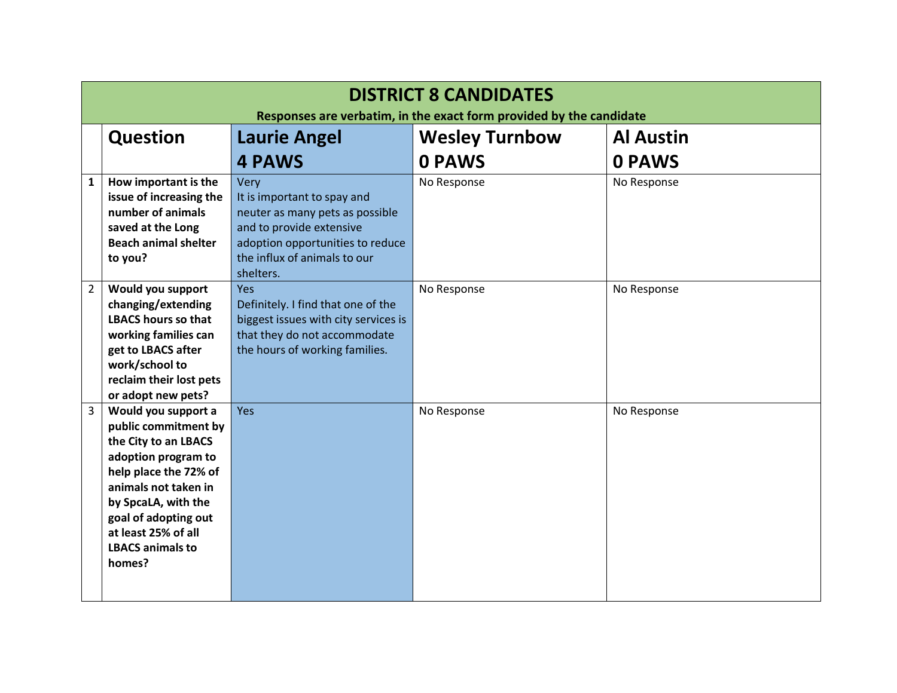# DISTRICT 8 CANDIDATES

**Responses are verbatim, in the exact form provided by the candidate**

| | Question | Laurie Angel<br>4 PAWS | Wesley Turnbow<br>0 PAWS | Al Austin<br>0 PAWS |
|---|---|---|---|---|
| **1** | **How important is the issue of increasing the number of animals saved at the Long Beach animal shelter to you?** | Very<br>It is important to spay and neuter as many pets as possible and to provide extensive adoption opportunities to reduce the influx of animals to our shelters. | No Response | No Response |
| 2 | **Would you support changing/extending LBACS hours so that working families can get to LBACS after work/school to reclaim their lost pets or adopt new pets?** | Yes<br>Definitely. I find that one of the biggest issues with city services is that they do not accommodate the hours of working families. | No Response | No Response |
| 3 | **Would you support a public commitment by the City to an LBACS adoption program to help place the 72% of animals not taken in by SpcaLA, with the goal of adopting out at least 25% of all LBACS animals to homes?** | Yes | No Response | No Response |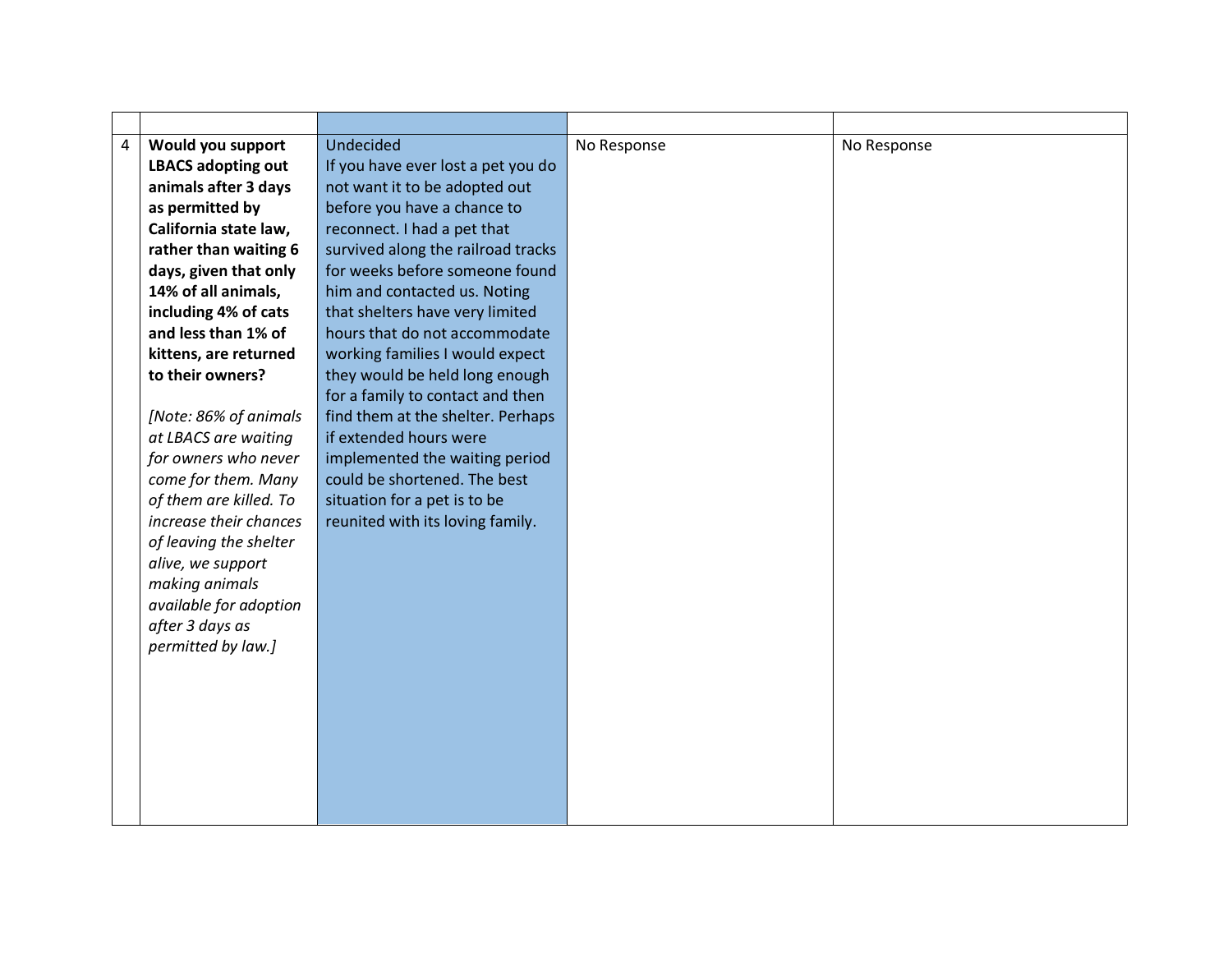| | | | | |
|---|---|---|---|---|
| 4 | **Would you support LBACS adopting out animals after 3 days as permitted by California state law, rather than waiting 6 days, given that only 14% of all animals, including 4% of cats and less than 1% of kittens, are returned to their owners?**<br><br>*[Note: 86% of animals at LBACS are waiting for owners who never come for them. Many of them are killed. To increase their chances of leaving the shelter alive, we support making animals available for adoption after 3 days as permitted by law.]* | Undecided<br>If you have ever lost a pet you do not want it to be adopted out before you have a chance to reconnect. I had a pet that survived along the railroad tracks for weeks before someone found him and contacted us. Noting that shelters have very limited hours that do not accommodate working families I would expect they would be held long enough for a family to contact and then find them at the shelter. Perhaps if extended hours were implemented the waiting period could be shortened. The best situation for a pet is to be reunited with its loving family. | No Response | No Response |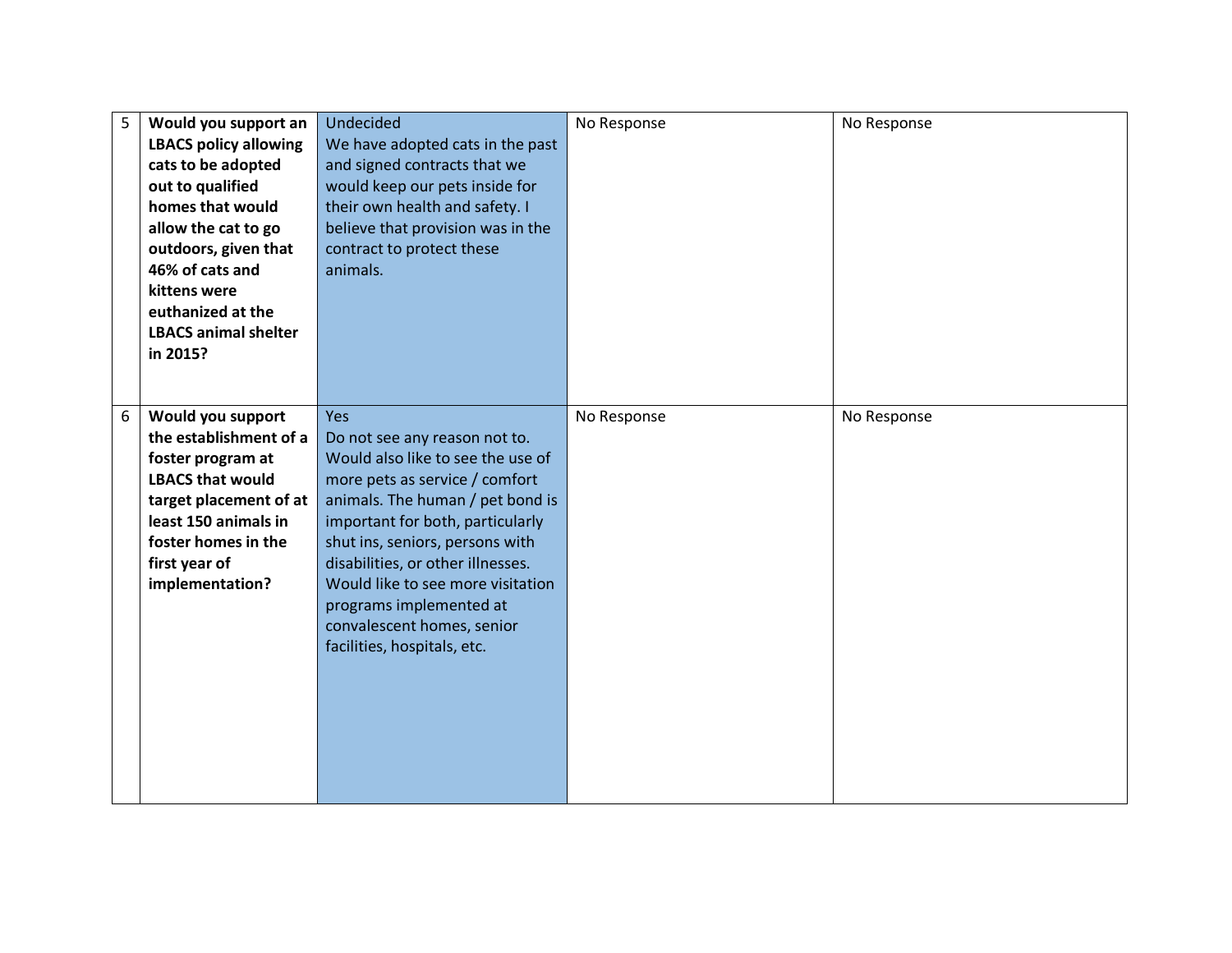| 5 | **Would you support an LBACS policy allowing cats to be adopted out to qualified homes that would allow the cat to go outdoors, given that 46% of cats and kittens were euthanized at the LBACS animal shelter in 2015?** | Undecided<br>We have adopted cats in the past and signed contracts that we would keep our pets inside for their own health and safety. I believe that provision was in the contract to protect these animals. | No Response | No Response |
|---|---|---|---|---|
| 6 | **Would you support the establishment of a foster program at LBACS that would target placement of at least 150 animals in foster homes in the first year of implementation?** | Yes<br>Do not see any reason not to. Would also like to see the use of more pets as service / comfort animals. The human / pet bond is important for both, particularly shut ins, seniors, persons with disabilities, or other illnesses. Would like to see more visitation programs implemented at convalescent homes, senior facilities, hospitals, etc. | No Response | No Response |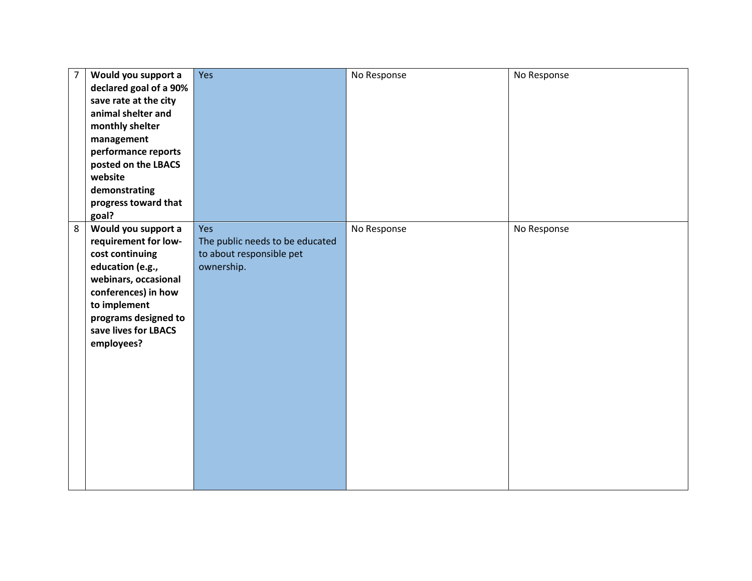| 7 | **Would you support a declared goal of a 90% save rate at the city animal shelter and monthly shelter management performance reports posted on the LBACS website demonstrating progress toward that goal?** | Yes | No Response | No Response |
|---|---|---|---|---|
| 8 | **Would you support a requirement for low-cost continuing education (e.g., webinars, occasional conferences) in how to implement programs designed to save lives for LBACS employees?** | Yes<br>The public needs to be educated to about responsible pet ownership. | No Response | No Response |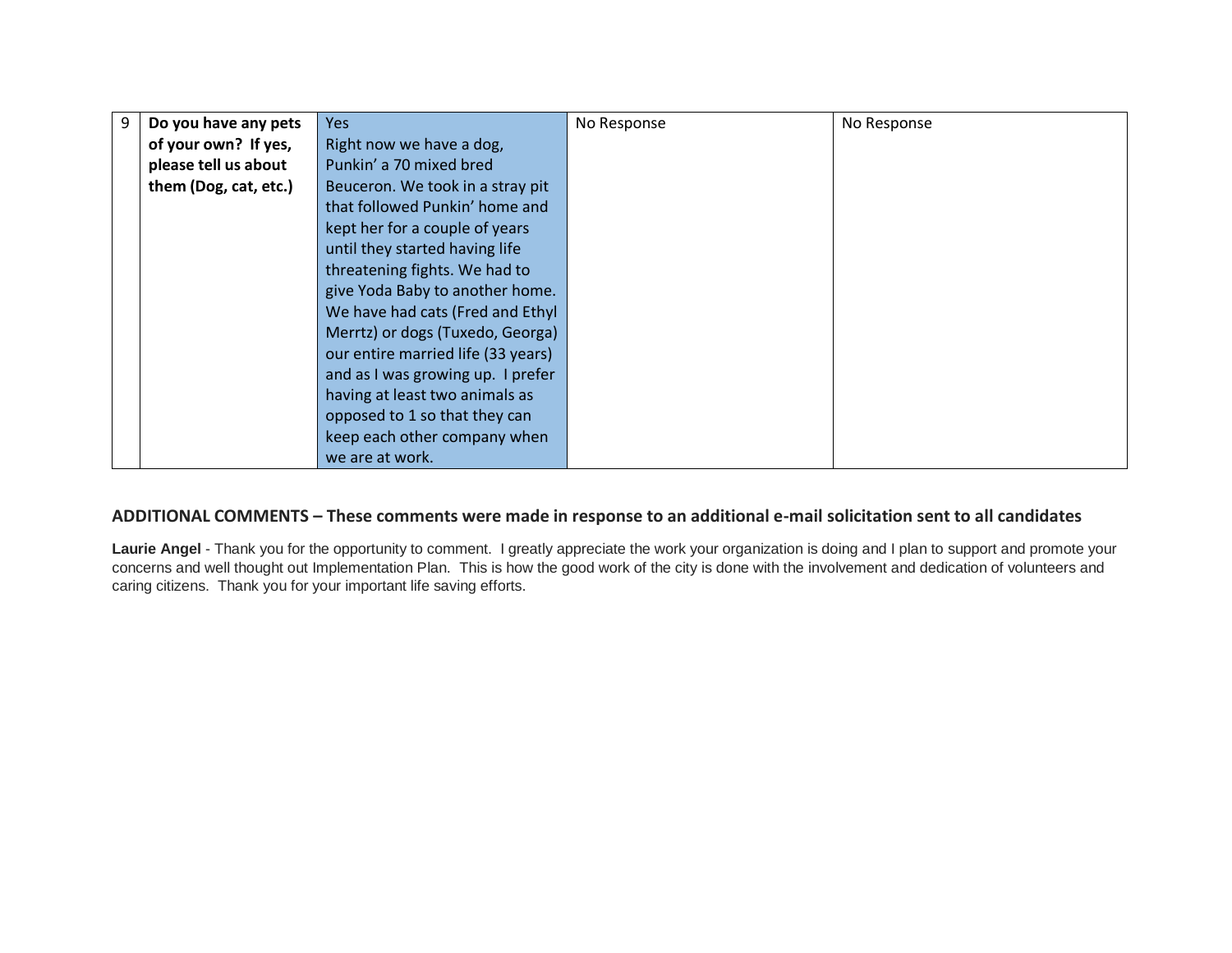| | | | | |
|---|---|---|---|---|
| 9 | **Do you have any pets of your own? If yes, please tell us about them (Dog, cat, etc.)** | Yes<br>Right now we have a dog, Punkin' a 70 mixed bred Beuceron. We took in a stray pit that followed Punkin' home and kept her for a couple of years until they started having life threatening fights. We had to give Yoda Baby to another home. We have had cats (Fred and Ethyl Merrtz) or dogs (Tuxedo, Georga) our entire married life (33 years) and as I was growing up. I prefer having at least two animals as opposed to 1 so that they can keep each other company when we are at work. | No Response | No Response |

## ADDITIONAL COMMENTS – These comments were made in response to an additional e-mail solicitation sent to all candidates

**Laurie Angel** - Thank you for the opportunity to comment. I greatly appreciate the work your organization is doing and I plan to support and promote your concerns and well thought out Implementation Plan. This is how the good work of the city is done with the involvement and dedication of volunteers and caring citizens. Thank you for your important life saving efforts.